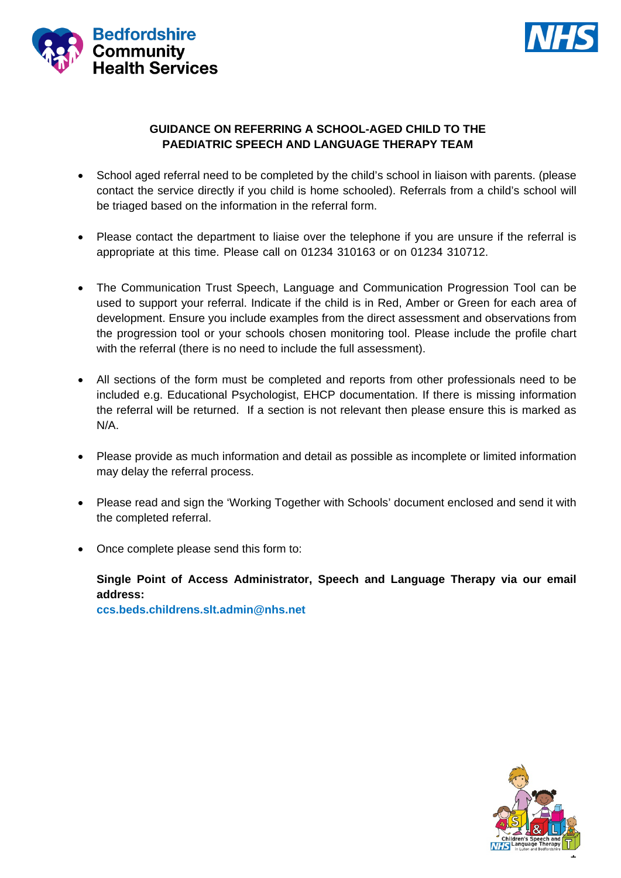## GUIDANCE ON REFERRING A SCHOOL-AGED CHILD TO THE PAEDIATRIC SPEECH AND LANGUAGE THERAPY TEAM

- School aged referral need to be completed by the child's school in liaison with parents. (please contact the service directly if you child is home schooled). Referrals from a child's school will be triaged based on the information in the referral form.

- Please contact the department to liaise over the telephone if you are unsure if the referral is appropriate at this time. Please call on 01234 310163 or on 01234 310712.

- The Communication Trust Speech, Language and Communication Progression Tool can be used to support your referral. Indicate if the child is in Red, Amber or Green for each area of development. Ensure you include examples from the direct assessment and observations from the progression tool or your schools chosen monitoring tool. Please include the profile chart with the referral (there is no need to include the full assessment).

- All sections of the form must be completed and reports from other professionals need to be included e.g. Educational Psychologist, EHCP documentation. If there is missing information the referral will be returned. If a section is not relevant then please ensure this is marked as N/A.

- Please provide as much information and detail as possible as incomplete or limited information may delay the referral process.

- Please read and sign the 'Working Together with Schools' document enclosed and send it with the completed referral.

- Once complete please send this form to:

  **Single Point of Access Administrator, Speech and Language Therapy via our email address:**
  **ccs.beds.childrens.slt.admin@nhs.net**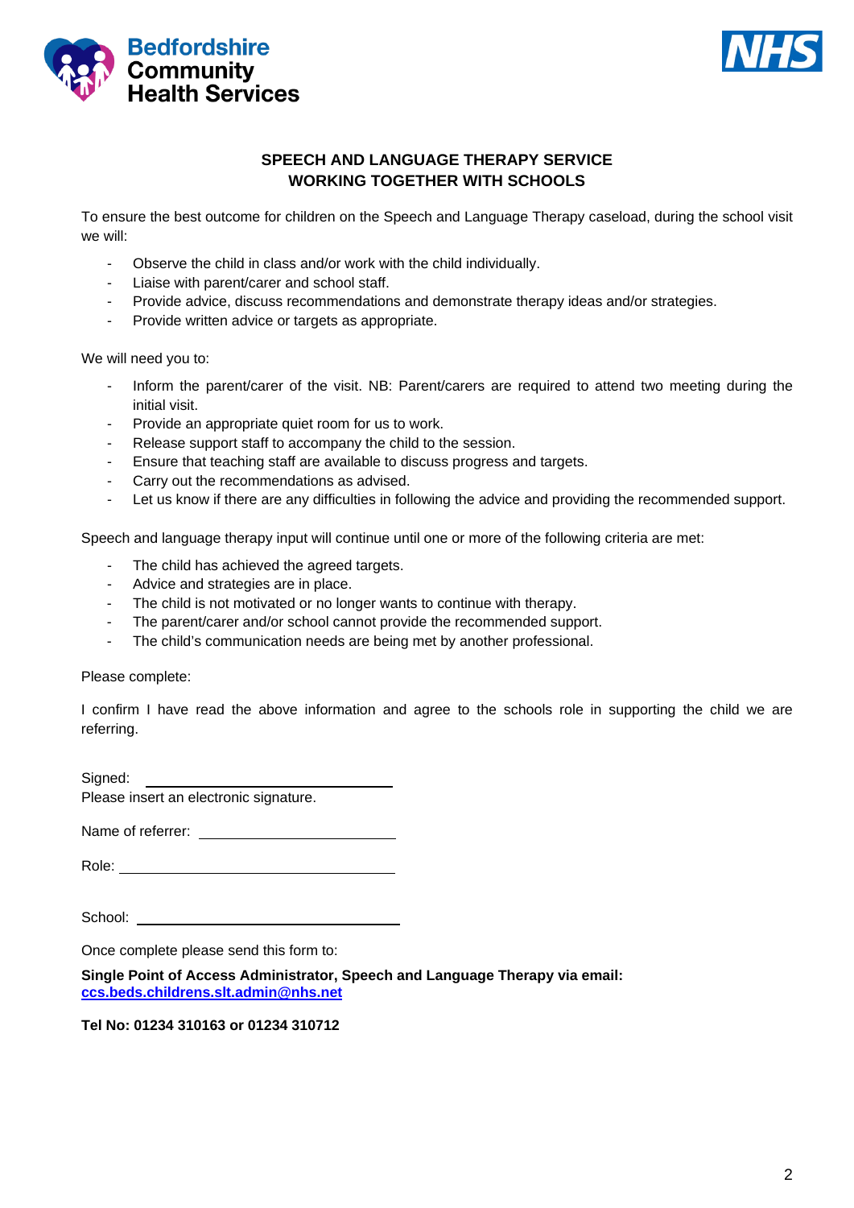**Bedfordshire Community Health Services**

**NHS**

## SPEECH AND LANGUAGE THERAPY SERVICE
## WORKING TOGETHER WITH SCHOOLS

To ensure the best outcome for children on the Speech and Language Therapy caseload, during the school visit we will:

- Observe the child in class and/or work with the child individually.
- Liaise with parent/carer and school staff.
- Provide advice, discuss recommendations and demonstrate therapy ideas and/or strategies.
- Provide written advice or targets as appropriate.

We will need you to:

- Inform the parent/carer of the visit. NB: Parent/carers are required to attend two meeting during the initial visit.
- Provide an appropriate quiet room for us to work.
- Release support staff to accompany the child to the session.
- Ensure that teaching staff are available to discuss progress and targets.
- Carry out the recommendations as advised.
- Let us know if there are any difficulties in following the advice and providing the recommended support.

Speech and language therapy input will continue until one or more of the following criteria are met:

- The child has achieved the agreed targets.
- Advice and strategies are in place.
- The child is not motivated or no longer wants to continue with therapy.
- The parent/carer and/or school cannot provide the recommended support.
- The child's communication needs are being met by another professional.

Please complete:

I confirm I have read the above information and agree to the schools role in supporting the child we are referring.

Signed: ______________________________
Please insert an electronic signature.

Name of referrer: ______________________

Role: ______________________________

School: ______________________________

Once complete please send this form to:

**Single Point of Access Administrator, Speech and Language Therapy via email:**
**ccs.beds.childrens.slt.admin@nhs.net**

**Tel No: 01234 310163 or 01234 310712**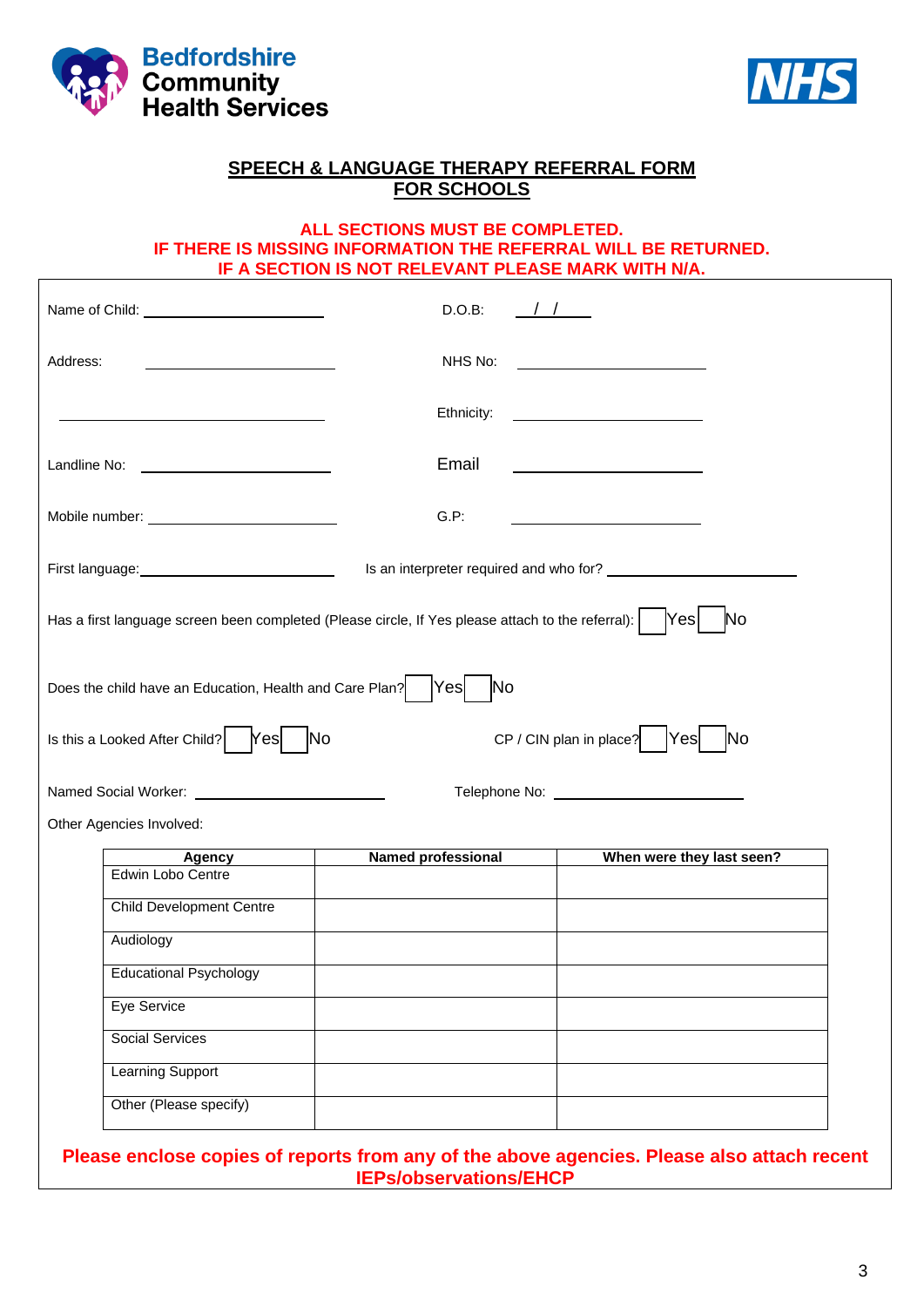Bedfordshire Community Health Services

NHS

## SPEECH & LANGUAGE THERAPY REFERRAL FORM FOR SCHOOLS

**ALL SECTIONS MUST BE COMPLETED.**
**IF THERE IS MISSING INFORMATION THE REFERRAL WILL BE RETURNED.**
**IF A SECTION IS NOT RELEVANT PLEASE MARK WITH N/A.**

Name of Child: ______________________ D.O.B: ___/___/___

Address: ______________________ NHS No: ______________________

______________________ Ethnicity: ______________________

Landline No: ______________________ Email ______________________

Mobile number: ______________________ G.P: ______________________

First language: ______________________ Is an interpreter required and who for? ______________________

Has a first language screen been completed (Please circle, If Yes please attach to the referral): ☐ Yes ☐ No

Does the child have an Education, Health and Care Plan? ☐ Yes ☐ No

Is this a Looked After Child? ☐ Yes ☐ No CP / CIN plan in place? ☐ Yes ☐ No

Named Social Worker: ______________________ Telephone No: ______________________

Other Agencies Involved:

| Agency | Named professional | When were they last seen? |
|---|---|---|
| Edwin Lobo Centre | | |
| Child Development Centre | | |
| Audiology | | |
| Educational Psychology | | |
| Eye Service | | |
| Social Services | | |
| Learning Support | | |
| Other (Please specify) | | |

**Please enclose copies of reports from any of the above agencies. Please also attach recent IEPs/observations/EHCP**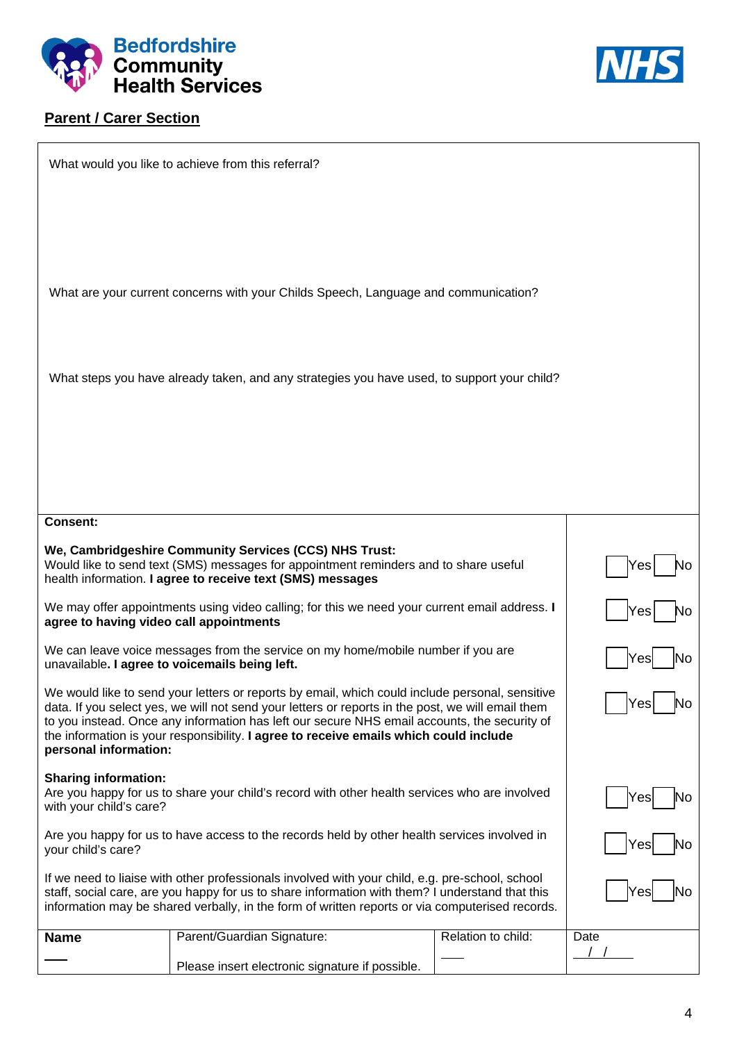Bedfordshire Community Health Services

NHS

## Parent / Carer Section

What would you like to achieve from this referral?

What are your current concerns with your Childs Speech, Language and communication?

What steps you have already taken, and any strategies you have used, to support your child?

| **Consent:** | |
|---|---|
| **We, Cambridgeshire Community Services (CCS) NHS Trust:** Would like to send text (SMS) messages for appointment reminders and to share useful health information. **I agree to receive text (SMS) messages** | ☐ Yes ☐ No |
| We may offer appointments using video calling; for this we need your current email address. **I agree to having video call appointments** | ☐ Yes ☐ No |
| We can leave voice messages from the service on my home/mobile number if you are unavailable**. I agree to voicemails being left.** | ☐ Yes ☐ No |
| We would like to send your letters or reports by email, which could include personal, sensitive data. If you select yes, we will not send your letters or reports in the post, we will email them to you instead. Once any information has left our secure NHS email accounts, the security of the information is your responsibility. **I agree to receive emails which could include personal information:** | ☐ Yes ☐ No |
| **Sharing information:** Are you happy for us to share your child's record with other health services who are involved with your child's care? | ☐ Yes ☐ No |
| Are you happy for us to have access to the records held by other health services involved in your child's care? | ☐ Yes ☐ No |
| If we need to liaise with other professionals involved with your child, e.g. pre-school, school staff, social care, are you happy for us to share information with them? I understand that this information may be shared verbally, in the form of written reports or via computerised records. | ☐ Yes ☐ No |

| **Name** | Parent/Guardian Signature: | Relation to child: | Date |
|---|---|---|---|
| ___ | Please insert electronic signature if possible. | ___ | / / |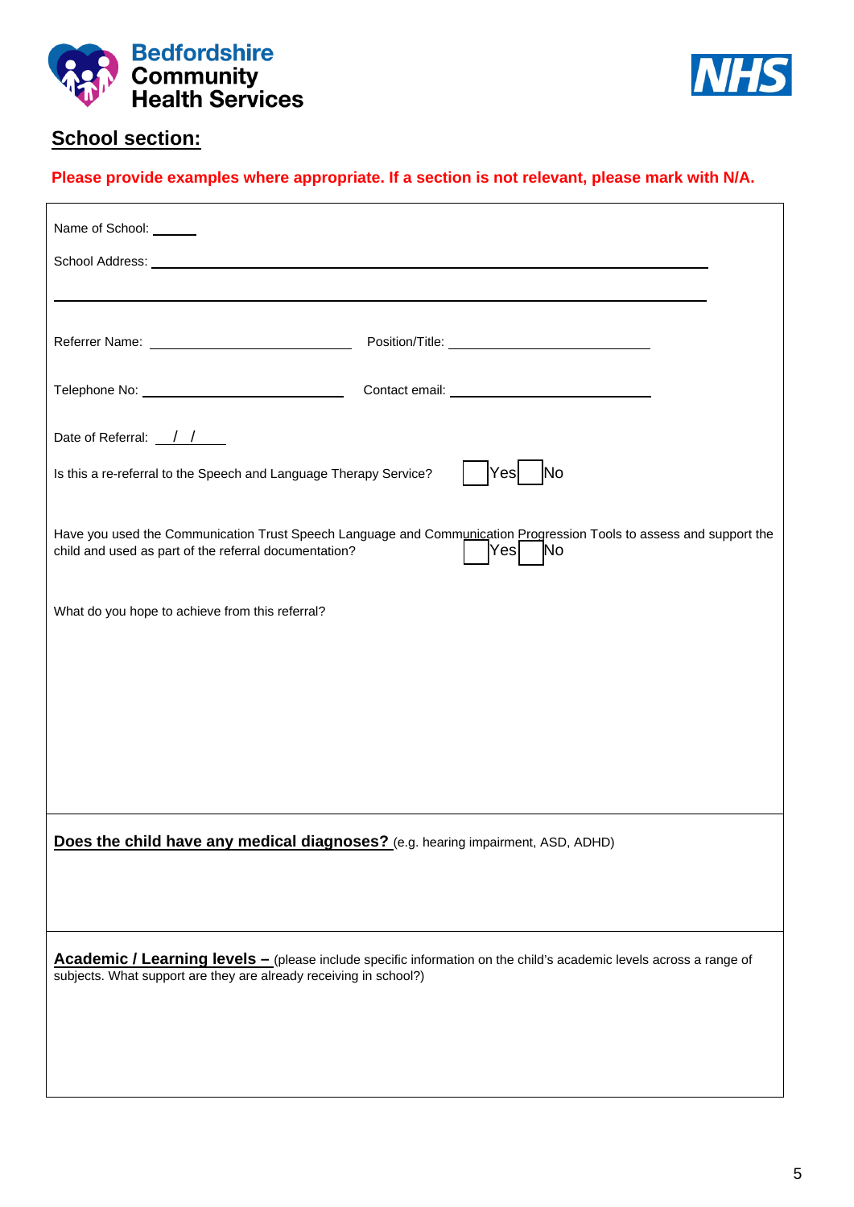Bedfordshire Community Health Services

NHS

## School section:

**Please provide examples where appropriate. If a section is not relevant, please mark with N/A.**

Name of School: ______

School Address: ______________________________________________

______________________________________________

Referrer Name: ______________________ Position/Title: ______________________

Telephone No: ______________________ Contact email: ______________________

Date of Referral: __/__/____

Is this a re-referral to the Speech and Language Therapy Service? ☐ Yes ☐ No

Have you used the Communication Trust Speech Language and Communication Progression Tools to assess and support the child and used as part of the referral documentation? ☐ Yes ☐ No

What do you hope to achieve from this referral?

**Does the child have any medical diagnoses?** (e.g. hearing impairment, ASD, ADHD)

**Academic / Learning levels –** (please include specific information on the child's academic levels across a range of subjects. What support are they are already receiving in school?)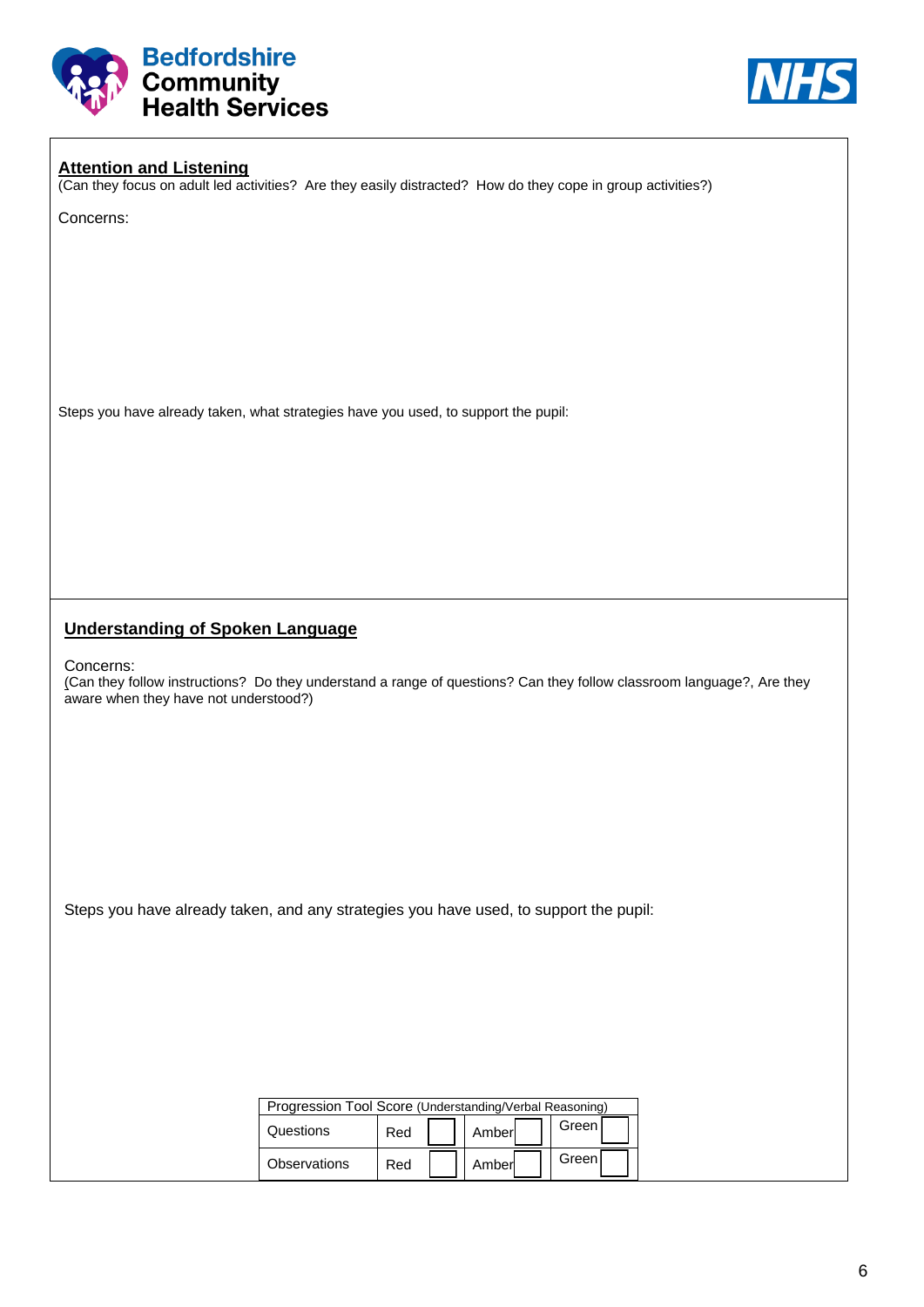## Attention and Listening

(Can they focus on adult led activities? Are they easily distracted? How do they cope in group activities?)

Concerns:

Steps you have already taken, what strategies have you used, to support the pupil:

## Understanding of Spoken Language

Concerns:
(Can they follow instructions? Do they understand a range of questions? Can they follow classroom language?, Are they aware when they have not understood?)

Steps you have already taken, and any strategies you have used, to support the pupil:

| Progression Tool Score (Understanding/Verbal Reasoning) | | | |
|---|---|---|---|
| Questions | Red ☐ | Amber ☐ | Green ☐ |
| Observations | Red ☐ | Amber ☐ | Green ☐ |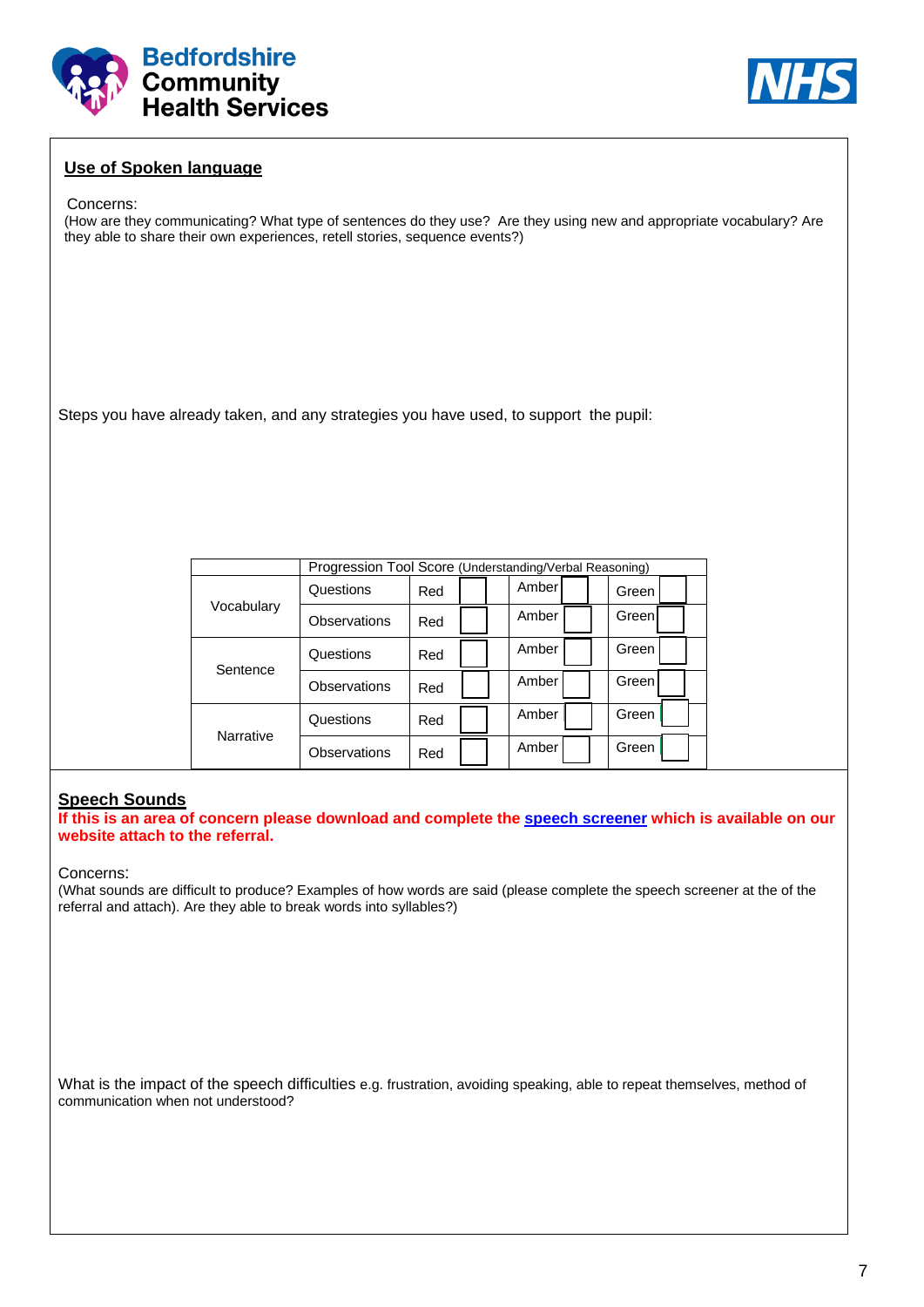Bedfordshire Community Health Services

NHS

**Use of Spoken language**

Concerns:
(How are they communicating? What type of sentences do they use? Are they using new and appropriate vocabulary? Are they able to share their own experiences, retell stories, sequence events?)

Steps you have already taken, and any strategies you have used, to support the pupil:

| | Progression Tool Score (Understanding/Verbal Reasoning) | | | |
|---|---|---|---|---|
| Vocabulary | Questions | Red ☐ | Amber ☐ | Green ☐ |
| | Observations | Red ☐ | Amber ☐ | Green ☐ |
| Sentence | Questions | Red ☐ | Amber ☐ | Green ☐ |
| | Observations | Red ☐ | Amber ☐ | Green ☐ |
| Narrative | Questions | Red ☐ | Amber ☐ | Green ☐ |
| | Observations | Red ☐ | Amber ☐ | Green ☐ |

**Speech Sounds**

**If this is an area of concern please download and complete the [speech screener] which is available on our website attach to the referral.**

Concerns:
(What sounds are difficult to produce? Examples of how words are said (please complete the speech screener at the of the referral and attach). Are they able to break words into syllables?)

What is the impact of the speech difficulties e.g. frustration, avoiding speaking, able to repeat themselves, method of communication when not understood?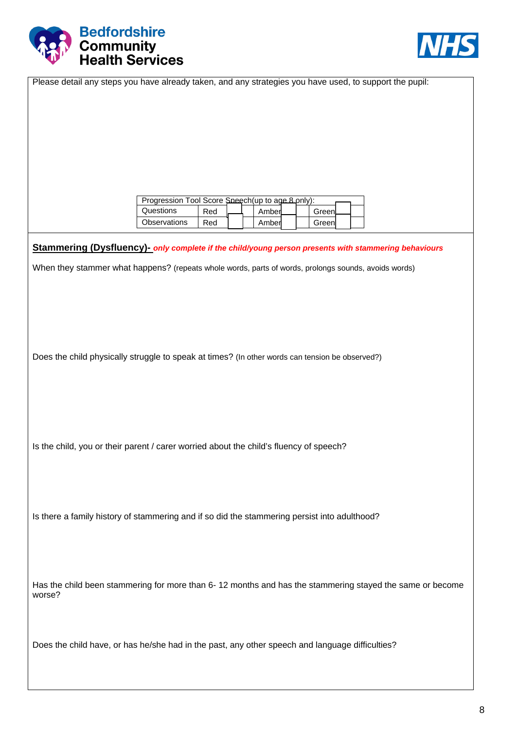Please detail any steps you have already taken, and any strategies you have used, to support the pupil:

| Progression Tool Score Speech(up to age 8 only): | | | | | | |
|---|---|---|---|---|---|---|
| Questions | Red | | Amber | | Green | |
| Observations | Red | | Amber | | Green | |

**Stammering (Dysfluency)-** ***only complete if the child/young person presents with stammering behaviours***

When they stammer what happens? (repeats whole words, parts of words, prolongs sounds, avoids words)

Does the child physically struggle to speak at times? (In other words can tension be observed?)

Is the child, you or their parent / carer worried about the child's fluency of speech?

Is there a family history of stammering and if so did the stammering persist into adulthood?

Has the child been stammering for more than 6- 12 months and has the stammering stayed the same or become worse?

Does the child have, or has he/she had in the past, any other speech and language difficulties?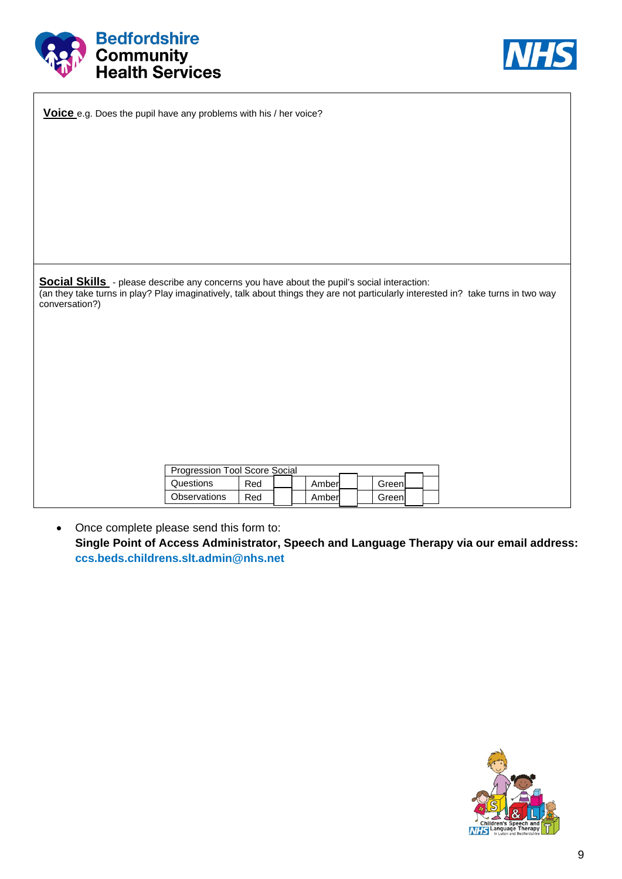**Voice** e.g. Does the pupil have any problems with his / her voice?

**Social Skills** - please describe any concerns you have about the pupil's social interaction:
(an they take turns in play? Play imaginatively, talk about things they are not particularly interested in? take turns in two way conversation?)

| Progression Tool Score Social | | | | | | | | | |
|---|---|---|---|---|---|---|---|---|---|
| Questions | Red | | | Amber | | | Green | | |
| Observations | Red | | | Amber | | | Green | | |

- Once complete please send this form to:
  **Single Point of Access Administrator, Speech and Language Therapy via our email address:**
  **ccs.beds.childrens.slt.admin@nhs.net**